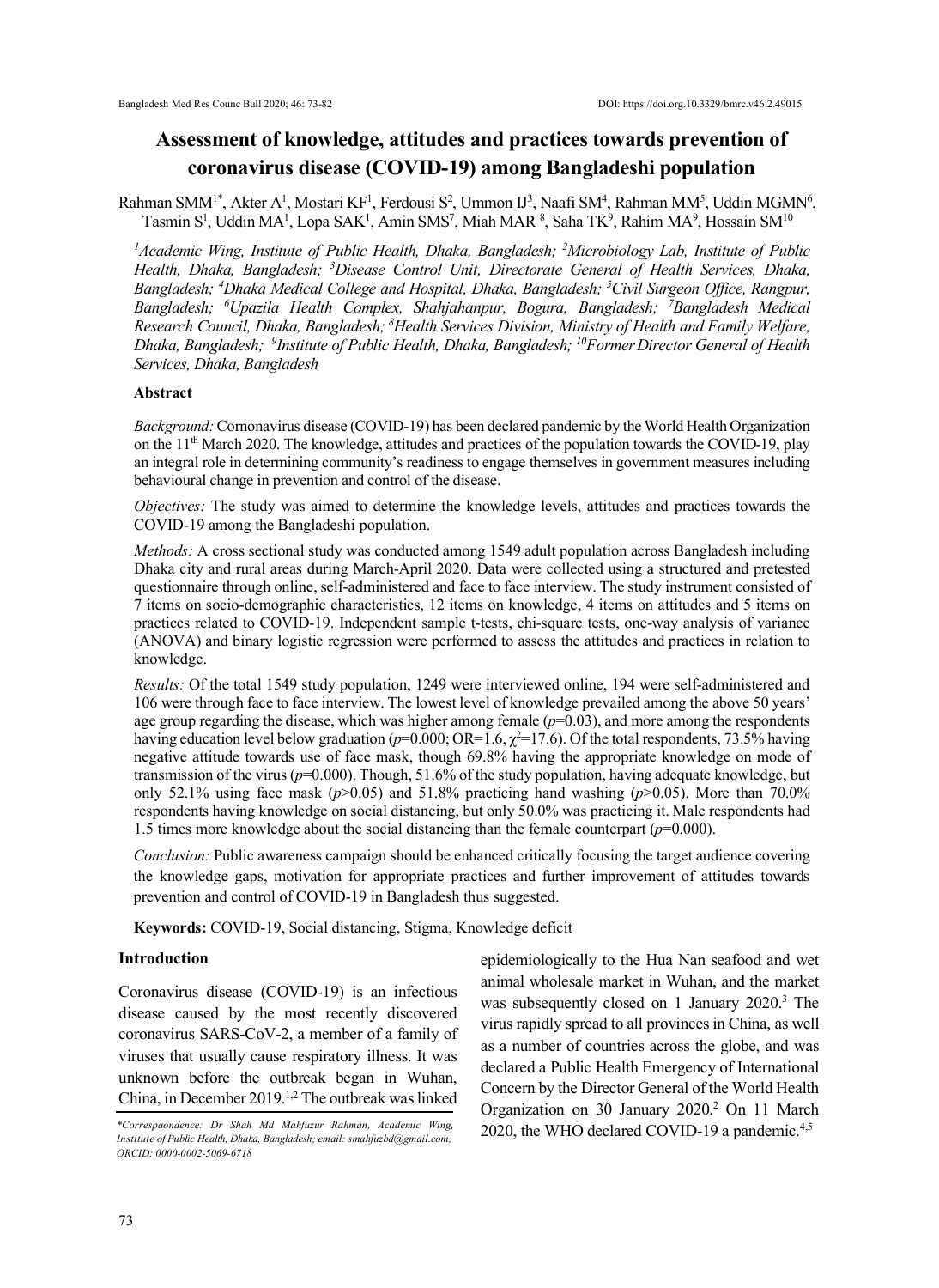# Assessment of knowledge, attitudes and practices towards prevention of coronavirus disease (COVID-19) among Bangladeshi population

Rahman SMM[1*], Akter A[1], Mostari KF[1], Ferdousi S[2], Ummon IJ[3], Naafi SM[4], Rahman MM[5], Uddin MGMN[6], Tasmin S[1], Uddin MA[1], Lopa SAK[1], Amin SMS[7], Miah MAR[8], Saha TK[9], Rahim MA[9], Hossain SM[10]

*[1]Academic Wing, Institute of Public Health, Dhaka, Bangladesh; [2]Microbiology Lab, Institute of Public Health, Dhaka, Bangladesh; [3]Disease Control Unit, Directorate General of Health Services, Dhaka, Bangladesh; [4]Dhaka Medical College and Hospital, Dhaka, Bangladesh; [5]Civil Surgeon Office, Rangpur, Bangladesh; [6]Upazila Health Complex, Shahjahanpur, Bogura, Bangladesh; [7]Bangladesh Medical Research Council, Dhaka, Bangladesh; [8]Health Services Division, Ministry of Health and Family Welfare, Dhaka, Bangladesh; [9]Institute of Public Health, Dhaka, Bangladesh; [10]Former Director General of Health Services, Dhaka, Bangladesh*

## Abstract

*Background:* Cornonavirus disease (COVID-19) has been declared pandemic by the World Health Organization on the 11th March 2020. The knowledge, attitudes and practices of the population towards the COVID-19, play an integral role in determining community's readiness to engage themselves in government measures including behavioural change in prevention and control of the disease.

*Objectives:* The study was aimed to determine the knowledge levels, attitudes and practices towards the COVID-19 among the Bangladeshi population.

*Methods:* A cross sectional study was conducted among 1549 adult population across Bangladesh including Dhaka city and rural areas during March-April 2020. Data were collected using a structured and pretested questionnaire through online, self-administered and face to face interview. The study instrument consisted of 7 items on socio-demographic characteristics, 12 items on knowledge, 4 items on attitudes and 5 items on practices related to COVID-19. Independent sample t-tests, chi-square tests, one-way analysis of variance (ANOVA) and binary logistic regression were performed to assess the attitudes and practices in relation to knowledge.

*Results:* Of the total 1549 study population, 1249 were interviewed online, 194 were self-administered and 106 were through face to face interview. The lowest level of knowledge prevailed among the above 50 years' age group regarding the disease, which was higher among female ($p$=0.03), and more among the respondents having education level below graduation ($p$=0.000; OR=1.6, $\chi^2$=17.6). Of the total respondents, 73.5% having negative attitude towards use of face mask, though 69.8% having the appropriate knowledge on mode of transmission of the virus ($p$=0.000). Though, 51.6% of the study population, having adequate knowledge, but only 52.1% using face mask ($p$>0.05) and 51.8% practicing hand washing ($p$>0.05). More than 70.0% respondents having knowledge on social distancing, but only 50.0% was practicing it. Male respondents had 1.5 times more knowledge about the social distancing than the female counterpart ($p$=0.000).

*Conclusion:* Public awareness campaign should be enhanced critically focusing the target audience covering the knowledge gaps, motivation for appropriate practices and further improvement of attitudes towards prevention and control of COVID-19 in Bangladesh thus suggested.

**Keywords:** COVID-19, Social distancing, Stigma, Knowledge deficit

## Introduction

Coronavirus disease (COVID-19) is an infectious disease caused by the most recently discovered coronavirus SARS-CoV-2, a member of a family of viruses that usually cause respiratory illness. It was unknown before the outbreak began in Wuhan, China, in December 2019.[1,2] The outbreak was linked epidemiologically to the Hua Nan seafood and wet animal wholesale market in Wuhan, and the market was subsequently closed on 1 January 2020.[3] The virus rapidly spread to all provinces in China, as well as a number of countries across the globe, and was declared a Public Health Emergency of International Concern by the Director General of the World Health Organization on 30 January 2020.[2] On 11 March 2020, the WHO declared COVID-19 a pandemic.[4,5]

*Correspaondence: Dr Shah Md Mahfuzur Rahman, Academic Wing, Institute of Public Health, Dhaka, Bangladesh; email: smahfuzbd@gmail.com; ORCID: 0000-0002-5069-6718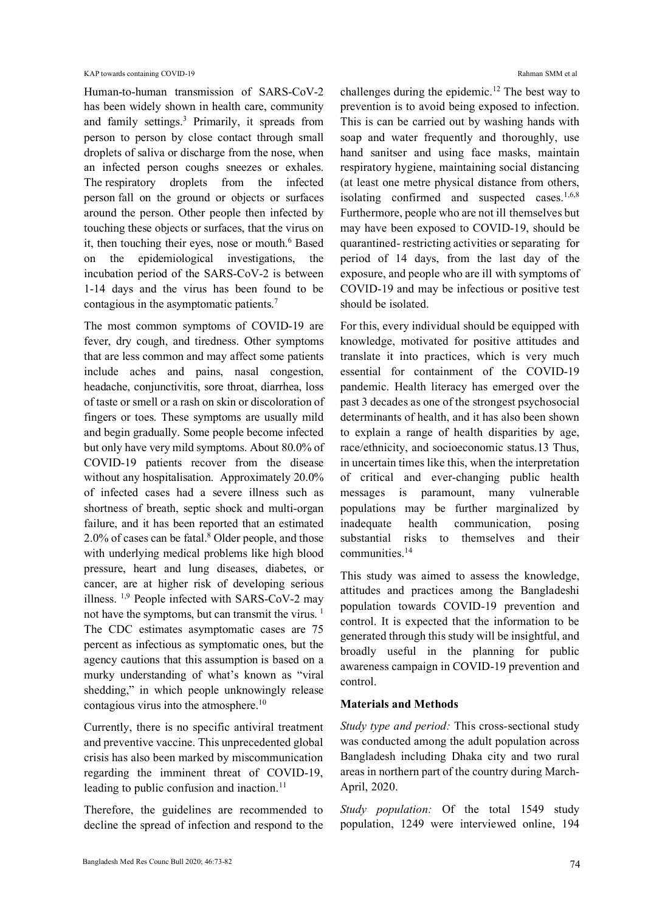Human-to-human transmission of SARS-CoV-2 has been widely shown in health care, community and family settings.[3] Primarily, it spreads from person to person by close contact through small droplets of saliva or discharge from the nose, when an infected person coughs sneezes or exhales. The respiratory droplets from the infected person fall on the ground or objects or surfaces around the person. Other people then infected by touching these objects or surfaces, that the virus on it, then touching their eyes, nose or mouth.[6] Based on the epidemiological investigations, the incubation period of the SARS-CoV-2 is between 1-14 days and the virus has been found to be contagious in the asymptomatic patients.[7]

The most common symptoms of COVID-19 are fever, dry cough, and tiredness. Other symptoms that are less common and may affect some patients include aches and pains, nasal congestion, headache, conjunctivitis, sore throat, diarrhea, loss of taste or smell or a rash on skin or discoloration of fingers or toes. These symptoms are usually mild and begin gradually. Some people become infected but only have very mild symptoms. About 80.0% of COVID-19 patients recover from the disease without any hospitalisation. Approximately 20.0% of infected cases had a severe illness such as shortness of breath, septic shock and multi-organ failure, and it has been reported that an estimated 2.0% of cases can be fatal.[8] Older people, and those with underlying medical problems like high blood pressure, heart and lung diseases, diabetes, or cancer, are at higher risk of developing serious illness.[1,9] People infected with SARS-CoV-2 may not have the symptoms, but can transmit the virus.[1] The CDC estimates asymptomatic cases are 75 percent as infectious as symptomatic ones, but the agency cautions that this assumption is based on a murky understanding of what's known as "viral shedding," in which people unknowingly release contagious virus into the atmosphere.[10]

Currently, there is no specific antiviral treatment and preventive vaccine. This unprecedented global crisis has also been marked by miscommunication regarding the imminent threat of COVID-19, leading to public confusion and inaction.[11]

Therefore, the guidelines are recommended to decline the spread of infection and respond to the challenges during the epidemic.[12] The best way to prevention is to avoid being exposed to infection. This is can be carried out by washing hands with soap and water frequently and thoroughly, use hand sanitser and using face masks, maintain respiratory hygiene, maintaining social distancing (at least one metre physical distance from others, isolating confirmed and suspected cases.[1,6,8] Furthermore, people who are not ill themselves but may have been exposed to COVID-19, should be quarantined- restricting activities or separating for period of 14 days, from the last day of the exposure, and people who are ill with symptoms of COVID-19 and may be infectious or positive test should be isolated.

For this, every individual should be equipped with knowledge, motivated for positive attitudes and translate it into practices, which is very much essential for containment of the COVID-19 pandemic. Health literacy has emerged over the past 3 decades as one of the strongest psychosocial determinants of health, and it has also been shown to explain a range of health disparities by age, race/ethnicity, and socioeconomic status.13 Thus, in uncertain times like this, when the interpretation of critical and ever-changing public health messages is paramount, many vulnerable populations may be further marginalized by inadequate health communication, posing substantial risks to themselves and their communities.[14]

This study was aimed to assess the knowledge, attitudes and practices among the Bangladeshi population towards COVID-19 prevention and control. It is expected that the information to be generated through this study will be insightful, and broadly useful in the planning for public awareness campaign in COVID-19 prevention and control.

**Materials and Methods**

*Study type and period:* This cross-sectional study was conducted among the adult population across Bangladesh including Dhaka city and two rural areas in northern part of the country during March-April, 2020.

*Study population:* Of the total 1549 study population, 1249 were interviewed online, 194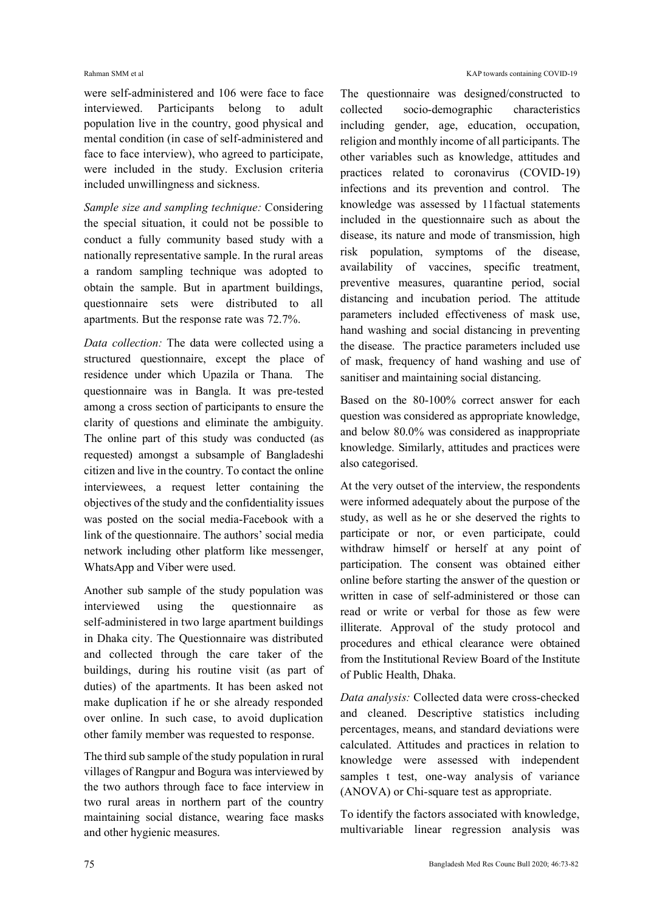were self-administered and 106 were face to face interviewed. Participants belong to adult population live in the country, good physical and mental condition (in case of self-administered and face to face interview), who agreed to participate, were included in the study. Exclusion criteria included unwillingness and sickness.

*Sample size and sampling technique:* Considering the special situation, it could not be possible to conduct a fully community based study with a nationally representative sample. In the rural areas a random sampling technique was adopted to obtain the sample. But in apartment buildings, questionnaire sets were distributed to all apartments. But the response rate was 72.7%.

*Data collection:* The data were collected using a structured questionnaire, except the place of residence under which Upazila or Thana. The questionnaire was in Bangla. It was pre-tested among a cross section of participants to ensure the clarity of questions and eliminate the ambiguity. The online part of this study was conducted (as requested) amongst a subsample of Bangladeshi citizen and live in the country. To contact the online interviewees, a request letter containing the objectives of the study and the confidentiality issues was posted on the social media-Facebook with a link of the questionnaire. The authors' social media network including other platform like messenger, WhatsApp and Viber were used.

Another sub sample of the study population was interviewed using the questionnaire as self-administered in two large apartment buildings in Dhaka city. The Questionnaire was distributed and collected through the care taker of the buildings, during his routine visit (as part of duties) of the apartments. It has been asked not make duplication if he or she already responded over online. In such case, to avoid duplication other family member was requested to response.

The third sub sample of the study population in rural villages of Rangpur and Bogura was interviewed by the two authors through face to face interview in two rural areas in northern part of the country maintaining social distance, wearing face masks and other hygienic measures.

The questionnaire was designed/constructed to collected socio-demographic characteristics including gender, age, education, occupation, religion and monthly income of all participants. The other variables such as knowledge, attitudes and practices related to coronavirus (COVID-19) infections and its prevention and control. The knowledge was assessed by 11factual statements included in the questionnaire such as about the disease, its nature and mode of transmission, high risk population, symptoms of the disease, availability of vaccines, specific treatment, preventive measures, quarantine period, social distancing and incubation period. The attitude parameters included effectiveness of mask use, hand washing and social distancing in preventing the disease. The practice parameters included use of mask, frequency of hand washing and use of sanitiser and maintaining social distancing.

Based on the 80-100% correct answer for each question was considered as appropriate knowledge, and below 80.0% was considered as inappropriate knowledge. Similarly, attitudes and practices were also categorised.

At the very outset of the interview, the respondents were informed adequately about the purpose of the study, as well as he or she deserved the rights to participate or nor, or even participate, could withdraw himself or herself at any point of participation. The consent was obtained either online before starting the answer of the question or written in case of self-administered or those can read or write or verbal for those as few were illiterate. Approval of the study protocol and procedures and ethical clearance were obtained from the Institutional Review Board of the Institute of Public Health, Dhaka.

*Data analysis:* Collected data were cross-checked and cleaned. Descriptive statistics including percentages, means, and standard deviations were calculated. Attitudes and practices in relation to knowledge were assessed with independent samples t test, one-way analysis of variance (ANOVA) or Chi-square test as appropriate.

To identify the factors associated with knowledge, multivariable linear regression analysis was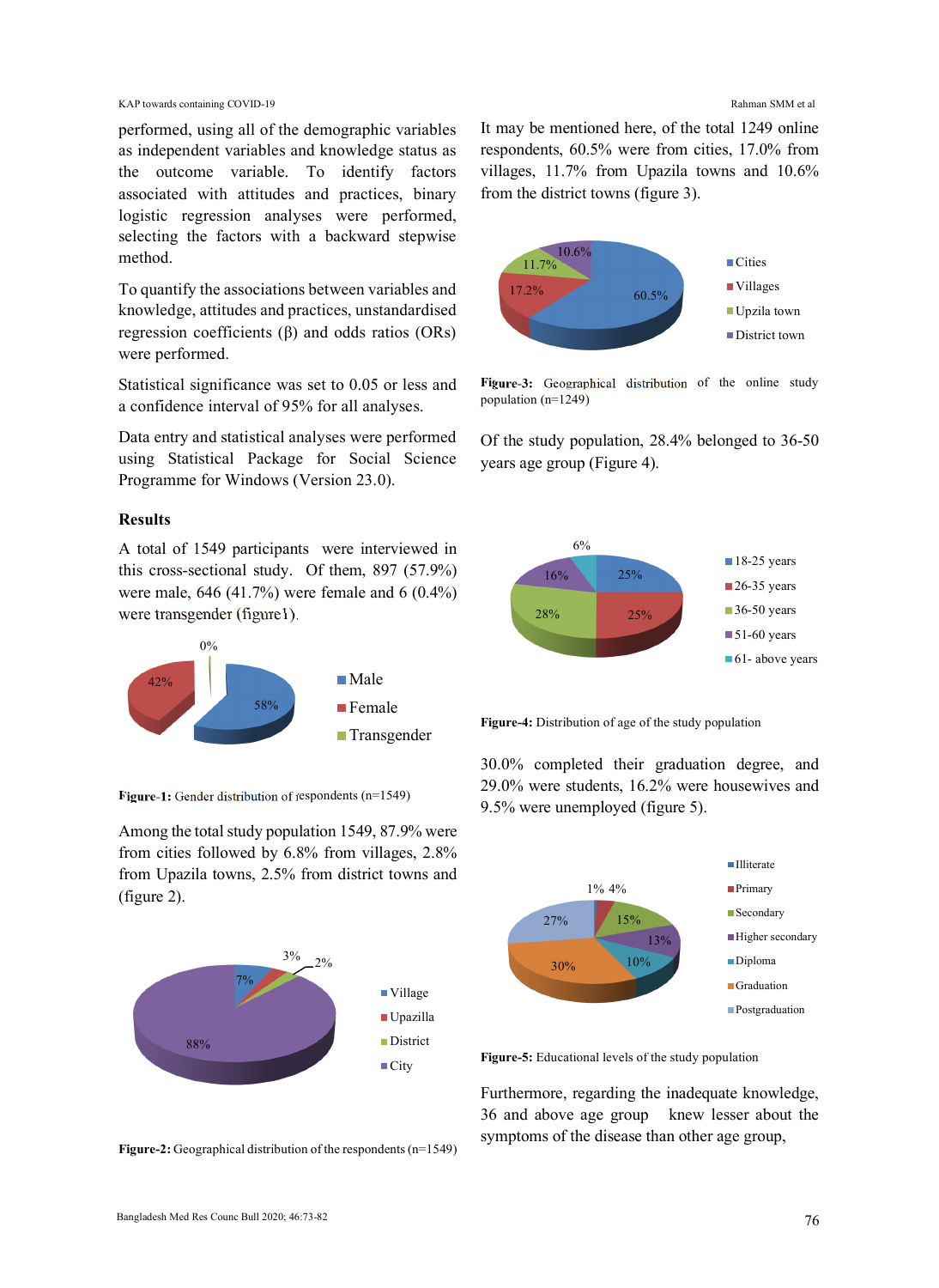performed, using all of the demographic variables as independent variables and knowledge status as the outcome variable. To identify factors associated with attitudes and practices, binary logistic regression analyses were performed, selecting the factors with a backward stepwise method.

To quantify the associations between variables and knowledge, attitudes and practices, unstandardised regression coefficients (β) and odds ratios (ORs) were performed.

Statistical significance was set to 0.05 or less and a confidence interval of 95% for all analyses.

Data entry and statistical analyses were performed using Statistical Package for Social Science Programme for Windows (Version 23.0).

### Results

A total of 1549 participants were interviewed in this cross-sectional study. Of them, 897 (57.9%) were male, 646 (41.7%) were female and 6 (0.4%) were transgender (figure1).

**Figure-1:** Gender distribution of respondents (n=1549)

Among the total study population 1549, 87.9% were from cities followed by 6.8% from villages, 2.8% from Upazila towns, 2.5% from district towns and (figure 2).

**Figure-2:** Geographical distribution of the respondents (n=1549)

It may be mentioned here, of the total 1249 online respondents, 60.5% were from cities, 17.0% from villages, 11.7% from Upazila towns and 10.6% from the district towns (figure 3).

**Figure-3:** Geographical distribution of the online study population (n=1249)

Of the study population, 28.4% belonged to 36-50 years age group (Figure 4).

**Figure-4:** Distribution of age of the study population

30.0% completed their graduation degree, and 29.0% were students, 16.2% were housewives and 9.5% were unemployed (figure 5).

**Figure-5:** Educational levels of the study population

Furthermore, regarding the inadequate knowledge, 36 and above age group knew lesser about the symptoms of the disease than other age group,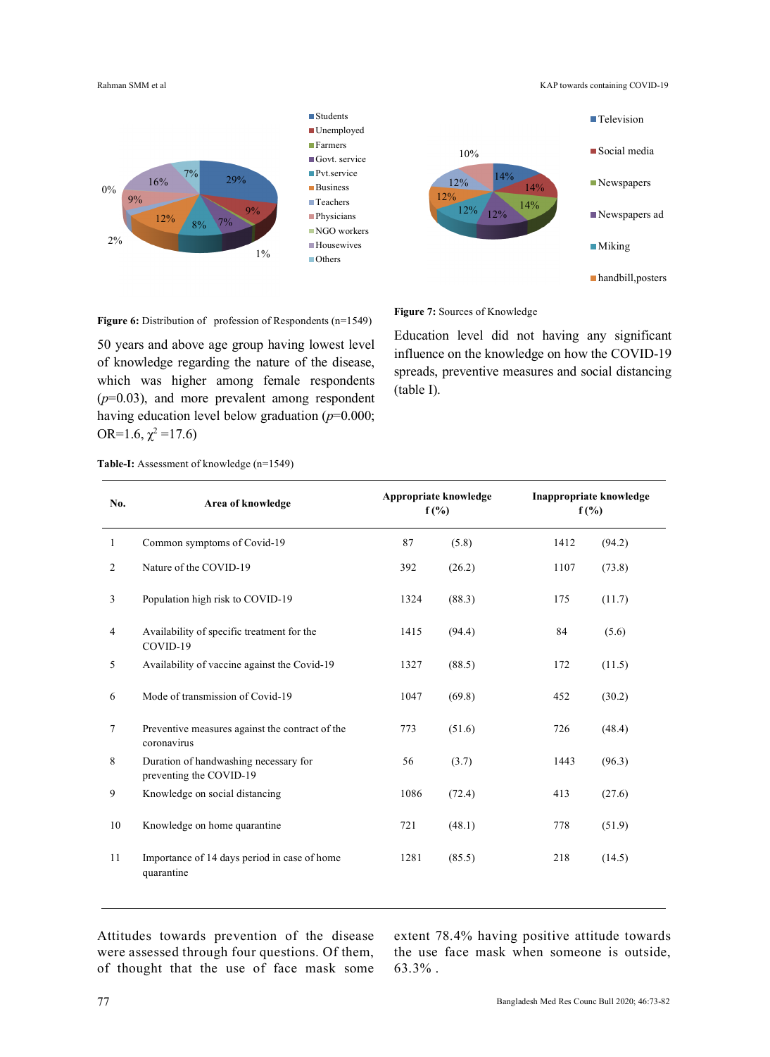Figure 6: Distribution of profession of Respondents (n=1549)

Figure 7: Sources of Knowledge

50 years and above age group having lowest level of knowledge regarding the nature of the disease, which was higher among female respondents ($p$=0.03), and more prevalent among respondent having education level below graduation ($p$=0.000; OR=1.6, $\chi^2$ =17.6)

Education level did not having any significant influence on the knowledge on how the COVID-19 spreads, preventive measures and social distancing (table I).

**Table-I:** Assessment of knowledge (n=1549)

| No. | Area of knowledge | Appropriate knowledge f (%) | Inappropriate knowledge f (%) |
|---|---|---|---|
| 1 | Common symptoms of Covid-19 | 87 (5.8) | 1412 (94.2) |
| 2 | Nature of the COVID-19 | 392 (26.2) | 1107 (73.8) |
| 3 | Population high risk to COVID-19 | 1324 (88.3) | 175 (11.7) |
| 4 | Availability of specific treatment for the COVID-19 | 1415 (94.4) | 84 (5.6) |
| 5 | Availability of vaccine against the Covid-19 | 1327 (88.5) | 172 (11.5) |
| 6 | Mode of transmission of Covid-19 | 1047 (69.8) | 452 (30.2) |
| 7 | Preventive measures against the contract of the coronavirus | 773 (51.6) | 726 (48.4) |
| 8 | Duration of handwashing necessary for preventing the COVID-19 | 56 (3.7) | 1443 (96.3) |
| 9 | Knowledge on social distancing | 1086 (72.4) | 413 (27.6) |
| 10 | Knowledge on home quarantine | 721 (48.1) | 778 (51.9) |
| 11 | Importance of 14 days period in case of home quarantine | 1281 (85.5) | 218 (14.5) |

Attitudes towards prevention of the disease were assessed through four questions. Of them, of thought that the use of face mask some extent 78.4% having positive attitude towards the use face mask when someone is outside, 63.3% .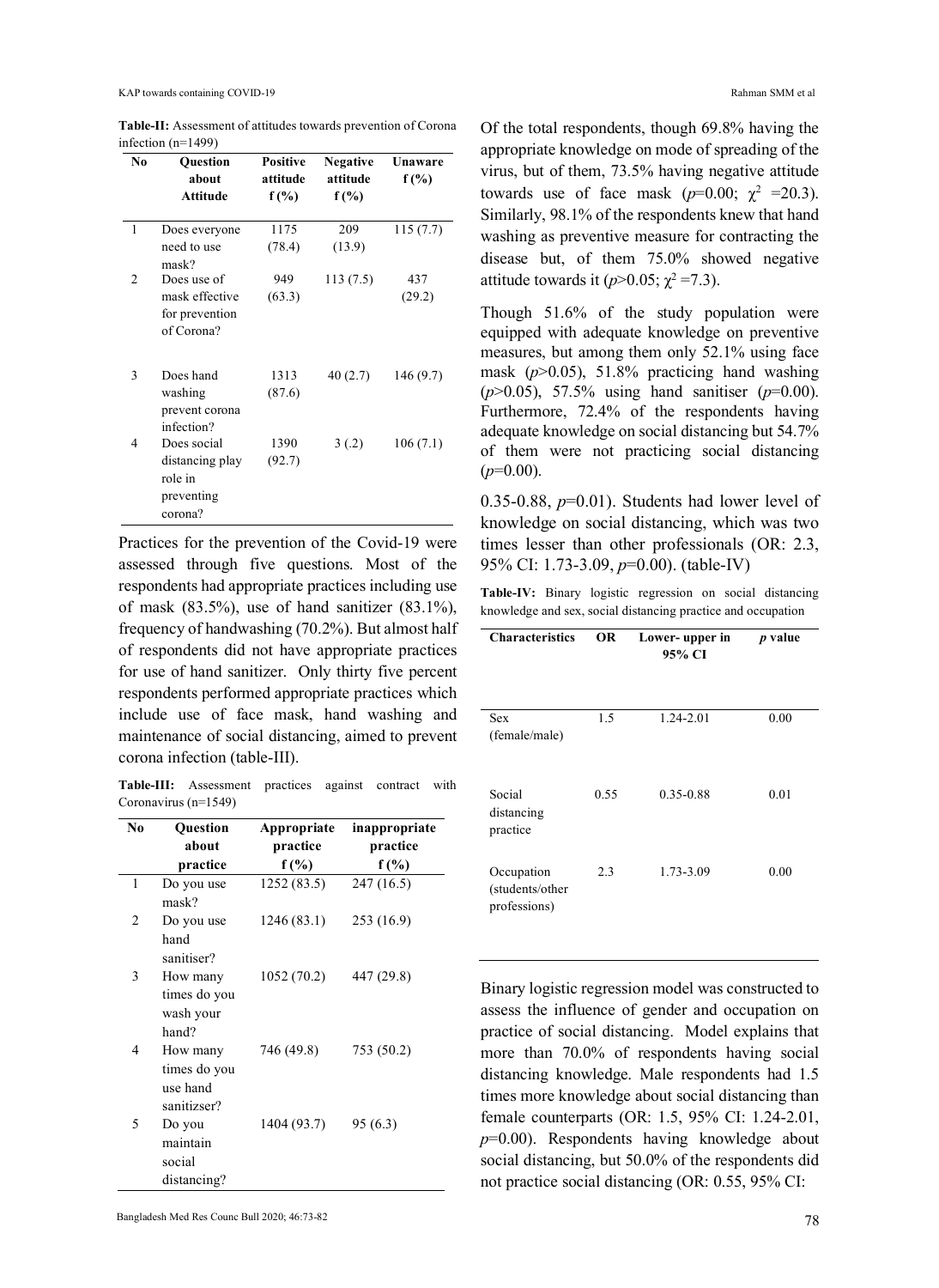**Table-II:** Assessment of attitudes towards prevention of Corona infection (n=1499)

| No | Question about Attitude | Positive attitude f (%) | Negative attitude f (%) | Unaware f (%) |
|---|---|---|---|---|
| 1 | Does everyone need to use mask? | 1175 (78.4) | 209 (13.9) | 115 (7.7) |
| 2 | Does use of mask effective for prevention of Corona? | 949 (63.3) | 113 (7.5) | 437 (29.2) |
| 3 | Does hand washing prevent corona infection? | 1313 (87.6) | 40 (2.7) | 146 (9.7) |
| 4 | Does social distancing play role in preventing corona? | 1390 (92.7) | 3 (.2) | 106 (7.1) |

Practices for the prevention of the Covid-19 were assessed through five questions. Most of the respondents had appropriate practices including use of mask (83.5%), use of hand sanitizer (83.1%), frequency of handwashing (70.2%). But almost half of respondents did not have appropriate practices for use of hand sanitizer. Only thirty five percent respondents performed appropriate practices which include use of face mask, hand washing and maintenance of social distancing, aimed to prevent corona infection (table-III).

**Table-III:** Assessment practices against contract with Coronavirus (n=1549)

| No | Question about practice | Appropriate practice f (%) | inappropriate practice f (%) |
|---|---|---|---|
| 1 | Do you use mask? | 1252 (83.5) | 247 (16.5) |
| 2 | Do you use hand sanitiser? | 1246 (83.1) | 253 (16.9) |
| 3 | How many times do you wash your hand? | 1052 (70.2) | 447 (29.8) |
| 4 | How many times do you use hand sanitizser? | 746 (49.8) | 753 (50.2) |
| 5 | Do you maintain social distancing? | 1404 (93.7) | 95 (6.3) |

Of the total respondents, though 69.8% having the appropriate knowledge on mode of spreading of the virus, but of them, 73.5% having negative attitude towards use of face mask ($p$=0.00; $\chi^2$ =20.3). Similarly, 98.1% of the respondents knew that hand washing as preventive measure for contracting the disease but, of them 75.0% showed negative attitude towards it ($p$>0.05; $\chi^2$ =7.3).

Though 51.6% of the study population were equipped with adequate knowledge on preventive measures, but among them only 52.1% using face mask ($p$>0.05), 51.8% practicing hand washing ($p$>0.05), 57.5% using hand sanitiser ($p$=0.00). Furthermore, 72.4% of the respondents having adequate knowledge on social distancing but 54.7% of them were not practicing social distancing ($p$=0.00).

Binary logistic regression model was constructed to assess the influence of gender and occupation on practice of social distancing. Model explains that more than 70.0% of respondents having social distancing knowledge. Male respondents had 1.5 times more knowledge about social distancing than female counterparts (OR: 1.5, 95% CI: 1.24-2.01, $p$=0.00). Respondents having knowledge about social distancing, but 50.0% of the respondents did not practice social distancing (OR: 0.55, 95% CI: 0.35-0.88, $p$=0.01). Students had lower level of knowledge on social distancing, which was two times lesser than other professionals (OR: 2.3, 95% CI: 1.73-3.09, $p$=0.00). (table-IV)

**Table-IV:** Binary logistic regression on social distancing knowledge and sex, social distancing practice and occupation

| Characteristics | OR | Lower- upper in 95% CI | $p$ value |
|---|---|---|---|
| Sex (female/male) | 1.5 | 1.24-2.01 | 0.00 |
| Social distancing practice | 0.55 | 0.35-0.88 | 0.01 |
| Occupation (students/other professions) | 2.3 | 1.73-3.09 | 0.00 |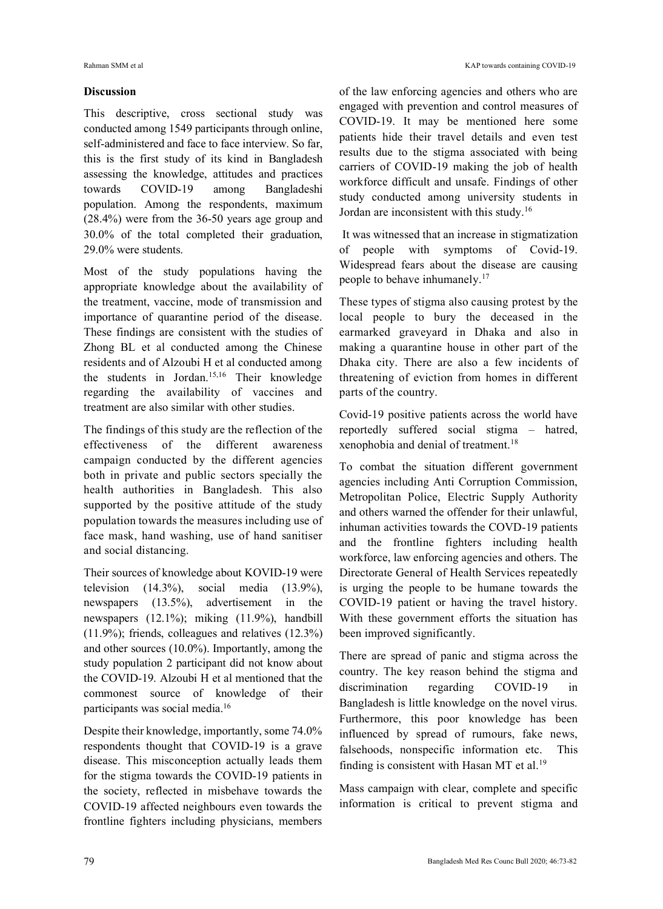## Discussion

This descriptive, cross sectional study was conducted among 1549 participants through online, self-administered and face to face interview. So far, this is the first study of its kind in Bangladesh assessing the knowledge, attitudes and practices towards COVID-19 among Bangladeshi population. Among the respondents, maximum (28.4%) were from the 36-50 years age group and 30.0% of the total completed their graduation, 29.0% were students.

Most of the study populations having the appropriate knowledge about the availability of the treatment, vaccine, mode of transmission and importance of quarantine period of the disease. These findings are consistent with the studies of Zhong BL et al conducted among the Chinese residents and of Alzoubi H et al conducted among the students in Jordan.[15,16] Their knowledge regarding the availability of vaccines and treatment are also similar with other studies.

The findings of this study are the reflection of the effectiveness of the different awareness campaign conducted by the different agencies both in private and public sectors specially the health authorities in Bangladesh. This also supported by the positive attitude of the study population towards the measures including use of face mask, hand washing, use of hand sanitiser and social distancing.

Their sources of knowledge about KOVID-19 were television (14.3%), social media (13.9%), newspapers (13.5%), advertisement in the newspapers (12.1%); miking (11.9%), handbill (11.9%); friends, colleagues and relatives (12.3%) and other sources (10.0%). Importantly, among the study population 2 participant did not know about the COVID-19. Alzoubi H et al mentioned that the commonest source of knowledge of their participants was social media.[16]

Despite their knowledge, importantly, some 74.0% respondents thought that COVID-19 is a grave disease. This misconception actually leads them for the stigma towards the COVID-19 patients in the society, reflected in misbehave towards the COVID-19 affected neighbours even towards the frontline fighters including physicians, members of the law enforcing agencies and others who are engaged with prevention and control measures of COVID-19. It may be mentioned here some patients hide their travel details and even test results due to the stigma associated with being carriers of COVID-19 making the job of health workforce difficult and unsafe. Findings of other study conducted among university students in Jordan are inconsistent with this study.[16]

It was witnessed that an increase in stigmatization of people with symptoms of Covid-19. Widespread fears about the disease are causing people to behave inhumanely.[17]

These types of stigma also causing protest by the local people to bury the deceased in the earmarked graveyard in Dhaka and also in making a quarantine house in other part of the Dhaka city. There are also a few incidents of threatening of eviction from homes in different parts of the country.

Covid-19 positive patients across the world have reportedly suffered social stigma – hatred, xenophobia and denial of treatment.[18]

To combat the situation different government agencies including Anti Corruption Commission, Metropolitan Police, Electric Supply Authority and others warned the offender for their unlawful, inhuman activities towards the COVD-19 patients and the frontline fighters including health workforce, law enforcing agencies and others. The Directorate General of Health Services repeatedly is urging the people to be humane towards the COVID-19 patient or having the travel history. With these government efforts the situation has been improved significantly.

There are spread of panic and stigma across the country. The key reason behind the stigma and discrimination regarding COVID-19 in Bangladesh is little knowledge on the novel virus. Furthermore, this poor knowledge has been influenced by spread of rumours, fake news, falsehoods, nonspecific information etc. This finding is consistent with Hasan MT et al.[19]

Mass campaign with clear, complete and specific information is critical to prevent stigma and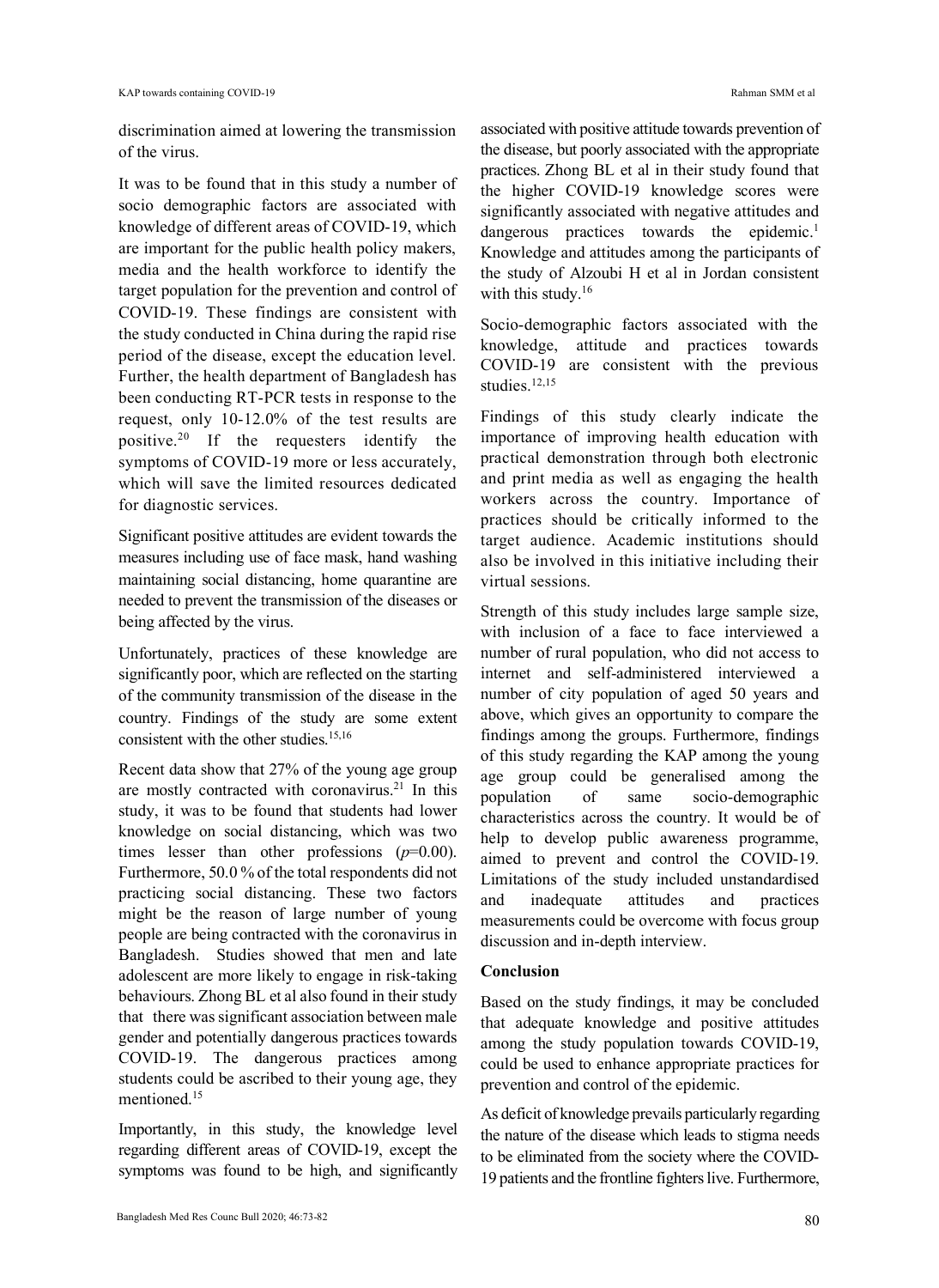discrimination aimed at lowering the transmission of the virus.

It was to be found that in this study a number of socio demographic factors are associated with knowledge of different areas of COVID-19, which are important for the public health policy makers, media and the health workforce to identify the target population for the prevention and control of COVID-19. These findings are consistent with the study conducted in China during the rapid rise period of the disease, except the education level. Further, the health department of Bangladesh has been conducting RT-PCR tests in response to the request, only 10-12.0% of the test results are positive.[20] If the requesters identify the symptoms of COVID-19 more or less accurately, which will save the limited resources dedicated for diagnostic services.

Significant positive attitudes are evident towards the measures including use of face mask, hand washing maintaining social distancing, home quarantine are needed to prevent the transmission of the diseases or being affected by the virus.

Unfortunately, practices of these knowledge are significantly poor, which are reflected on the starting of the community transmission of the disease in the country. Findings of the study are some extent consistent with the other studies.[15,16]

Recent data show that 27% of the young age group are mostly contracted with coronavirus.[21] In this study, it was to be found that students had lower knowledge on social distancing, which was two times lesser than other professions ($p$=0.00). Furthermore, 50.0 % of the total respondents did not practicing social distancing. These two factors might be the reason of large number of young people are being contracted with the coronavirus in Bangladesh. Studies showed that men and late adolescent are more likely to engage in risk-taking behaviours. Zhong BL et al also found in their study that there was significant association between male gender and potentially dangerous practices towards COVID-19. The dangerous practices among students could be ascribed to their young age, they mentioned.[15]

Importantly, in this study, the knowledge level regarding different areas of COVID-19, except the symptoms was found to be high, and significantly associated with positive attitude towards prevention of the disease, but poorly associated with the appropriate practices. Zhong BL et al in their study found that the higher COVID-19 knowledge scores were significantly associated with negative attitudes and dangerous practices towards the epidemic.[1] Knowledge and attitudes among the participants of the study of Alzoubi H et al in Jordan consistent with this study.[16]

Socio-demographic factors associated with the knowledge, attitude and practices towards COVID-19 are consistent with the previous studies.[12,15]

Findings of this study clearly indicate the importance of improving health education with practical demonstration through both electronic and print media as well as engaging the health workers across the country. Importance of practices should be critically informed to the target audience. Academic institutions should also be involved in this initiative including their virtual sessions.

Strength of this study includes large sample size, with inclusion of a face to face interviewed a number of rural population, who did not access to internet and self-administered interviewed a number of city population of aged 50 years and above, which gives an opportunity to compare the findings among the groups. Furthermore, findings of this study regarding the KAP among the young age group could be generalised among the population of same socio-demographic characteristics across the country. It would be of help to develop public awareness programme, aimed to prevent and control the COVID-19. Limitations of the study included unstandardised and inadequate attitudes and practices measurements could be overcome with focus group discussion and in-depth interview.

## Conclusion

Based on the study findings, it may be concluded that adequate knowledge and positive attitudes among the study population towards COVID-19, could be used to enhance appropriate practices for prevention and control of the epidemic.

As deficit of knowledge prevails particularly regarding the nature of the disease which leads to stigma needs to be eliminated from the society where the COVID-19 patients and the frontline fighters live. Furthermore,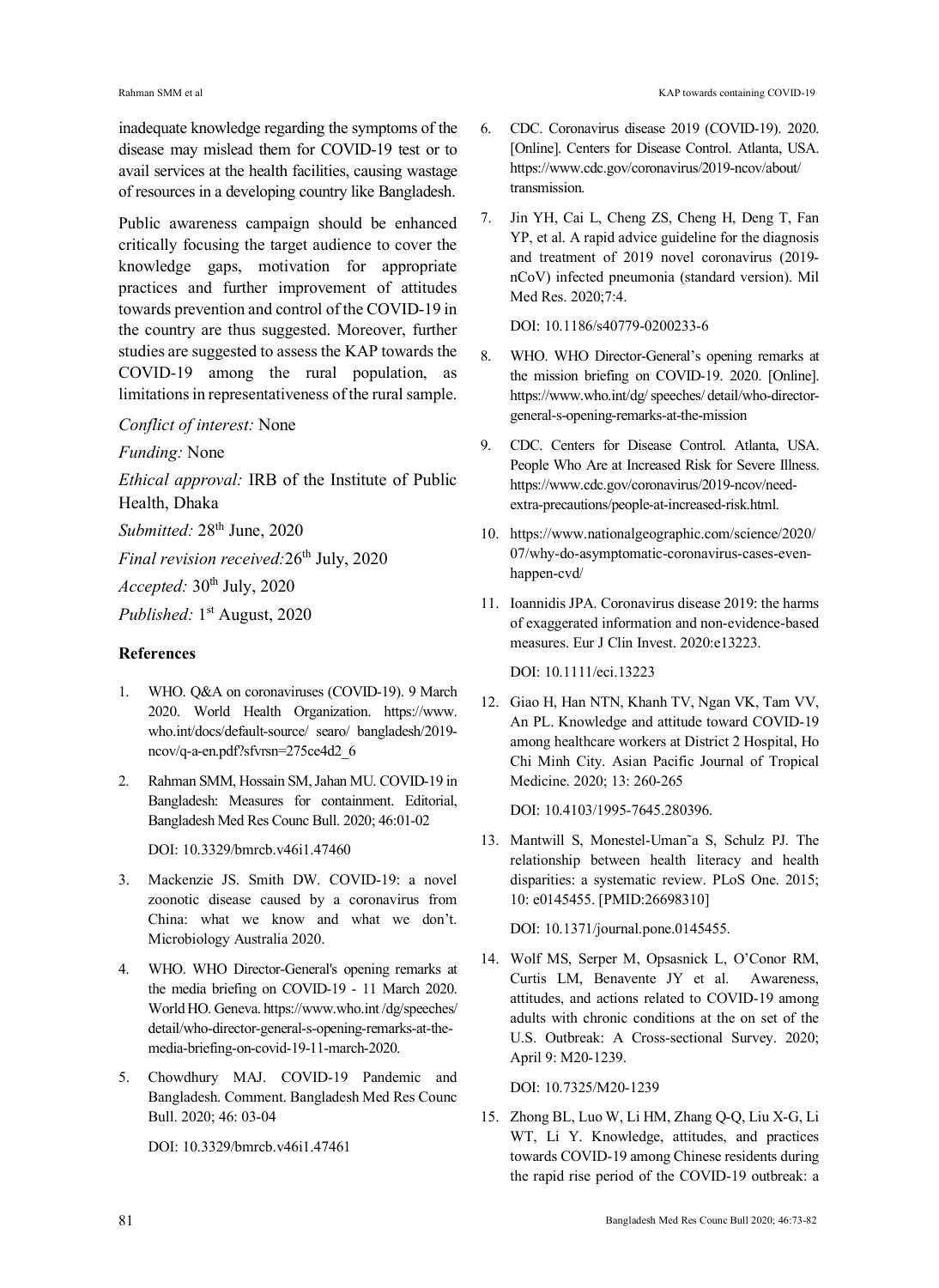inadequate knowledge regarding the symptoms of the disease may mislead them for COVID-19 test or to avail services at the health facilities, causing wastage of resources in a developing country like Bangladesh.

Public awareness campaign should be enhanced critically focusing the target audience to cover the knowledge gaps, motivation for appropriate practices and further improvement of attitudes towards prevention and control of the COVID-19 in the country are thus suggested. Moreover, further studies are suggested to assess the KAP towards the COVID-19 among the rural population, as limitations in representativeness of the rural sample.

*Conflict of interest:* None

*Funding:* None

*Ethical approval:* IRB of the Institute of Public Health, Dhaka

*Submitted:* 28th June, 2020

*Final revision received:* 26th July, 2020

*Accepted:* 30th July, 2020

*Published:* 1st August, 2020

### References

1. WHO. Q&A on coronaviruses (COVID-19). 9 March 2020. World Health Organization. https://www.who.int/docs/default-source/ searo/ bangladesh/2019-ncov/q-a-en.pdf?sfvrsn=275ce4d2_6

2. Rahman SMM, Hossain SM, Jahan MU. COVID-19 in Bangladesh: Measures for containment. Editorial, Bangladesh Med Res Counc Bull. 2020; 46:01-02

   DOI: 10.3329/bmrcb.v46i1.47460

3. Mackenzie JS. Smith DW. COVID-19: a novel zoonotic disease caused by a coronavirus from China: what we know and what we don't. Microbiology Australia 2020.

4. WHO. WHO Director-General's opening remarks at the media briefing on COVID-19 - 11 March 2020. World HO. Geneva. https://www.who.int /dg/speeches/ detail/who-director-general-s-opening-remarks-at-the-media-briefing-on-covid-19-11-march-2020.

5. Chowdhury MAJ. COVID-19 Pandemic and Bangladesh. Comment. Bangladesh Med Res Counc Bull. 2020; 46: 03-04

   DOI: 10.3329/bmrcb.v46i1.47461

6. CDC. Coronavirus disease 2019 (COVID-19). 2020. [Online]. Centers for Disease Control. Atlanta, USA. https://www.cdc.gov/coronavirus/2019-ncov/about/ transmission.

7. Jin YH, Cai L, Cheng ZS, Cheng H, Deng T, Fan YP, et al. A rapid advice guideline for the diagnosis and treatment of 2019 novel coronavirus (2019-nCoV) infected pneumonia (standard version). Mil Med Res. 2020;7:4.

   DOI: 10.1186/s40779-0200233-6

8. WHO. WHO Director-General's opening remarks at the mission briefing on COVID-19. 2020. [Online]. https://www.who.int/dg/ speeches/ detail/who-director-general-s-opening-remarks-at-the-mission

9. CDC. Centers for Disease Control. Atlanta, USA. People Who Are at Increased Risk for Severe Illness. https://www.cdc.gov/coronavirus/2019-ncov/need-extra-precautions/people-at-increased-risk.html.

10. https://www.nationalgeographic.com/science/2020/ 07/why-do-asymptomatic-coronavirus-cases-even-happen-cvd/

11. Ioannidis JPA. Coronavirus disease 2019: the harms of exaggerated information and non-evidence-based measures. Eur J Clin Invest. 2020:e13223.

    DOI: 10.1111/eci.13223

12. Giao H, Han NTN, Khanh TV, Ngan VK, Tam VV, An PL. Knowledge and attitude toward COVID-19 among healthcare workers at District 2 Hospital, Ho Chi Minh City. Asian Pacific Journal of Tropical Medicine. 2020; 13: 260-265

    DOI: 10.4103/1995-7645.280396.

13. Mantwill S, Monestel-Uman˜a S, Schulz PJ. The relationship between health literacy and health disparities: a systematic review. PLoS One. 2015; 10: e0145455. [PMID:26698310]

    DOI: 10.1371/journal.pone.0145455.

14. Wolf MS, Serper M, Opsasnick L, O'Conor RM, Curtis LM, Benavente JY et al. Awareness, attitudes, and actions related to COVID-19 among adults with chronic conditions at the on set of the U.S. Outbreak: A Cross-sectional Survey. 2020; April 9: M20-1239.

    DOI: 10.7325/M20-1239

15. Zhong BL, Luo W, Li HM, Zhang Q-Q, Liu X-G, Li WT, Li Y. Knowledge, attitudes, and practices towards COVID-19 among Chinese residents during the rapid rise period of the COVID-19 outbreak: a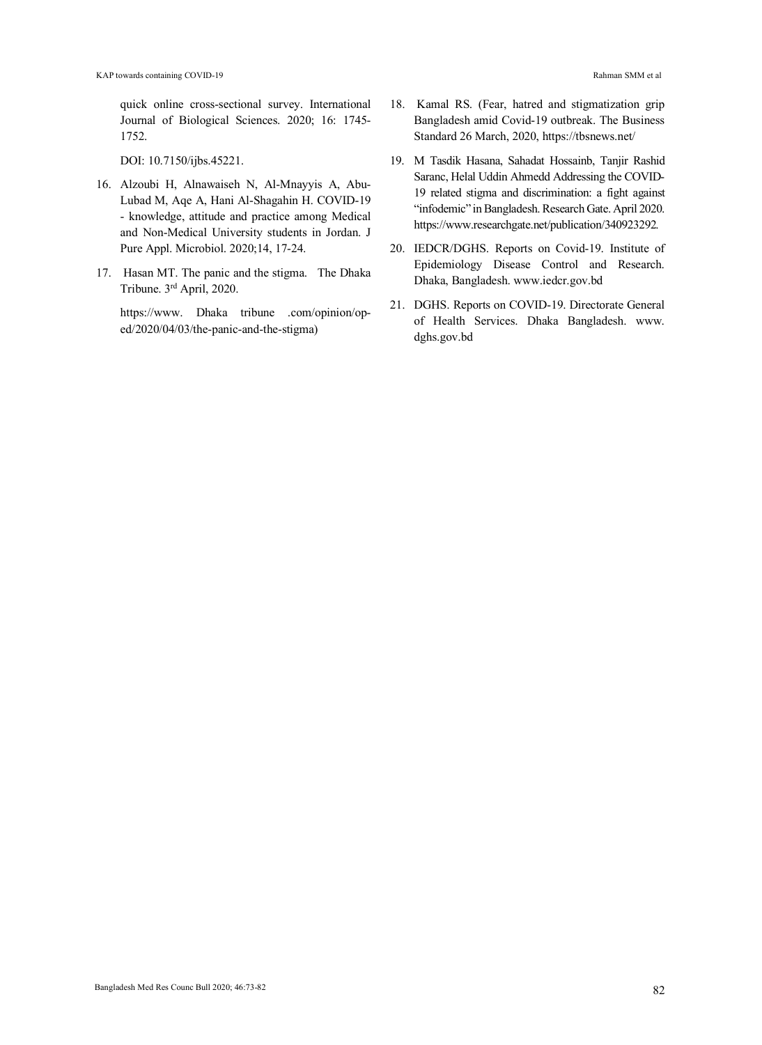quick online cross-sectional survey. International Journal of Biological Sciences. 2020; 16: 1745-1752.

DOI: 10.7150/ijbs.45221.

16. Alzoubi H, Alnawaiseh N, Al-Mnayyis A, Abu-Lubad M, Aqe A, Hani Al-Shagahin H. COVID-19 - knowledge, attitude and practice among Medical and Non-Medical University students in Jordan. J Pure Appl. Microbiol. 2020;14, 17-24.

17. Hasan MT. The panic and the stigma. The Dhaka Tribune. 3rd April, 2020.

    https://www. Dhaka tribune .com/opinion/op-ed/2020/04/03/the-panic-and-the-stigma)

18. Kamal RS. (Fear, hatred and stigmatization grip Bangladesh amid Covid-19 outbreak. The Business Standard 26 March, 2020, https://tbsnews.net/

19. M Tasdik Hasana, Sahadat Hossainb, Tanjir Rashid Saranc, Helal Uddin Ahmedd Addressing the COVID-19 related stigma and discrimination: a fight against "infodemic" in Bangladesh. Research Gate. April 2020. https://www.researchgate.net/publication/340923292.

20. IEDCR/DGHS. Reports on Covid-19. Institute of Epidemiology Disease Control and Research. Dhaka, Bangladesh. www.iedcr.gov.bd

21. DGHS. Reports on COVID-19. Directorate General of Health Services. Dhaka Bangladesh. www. dghs.gov.bd